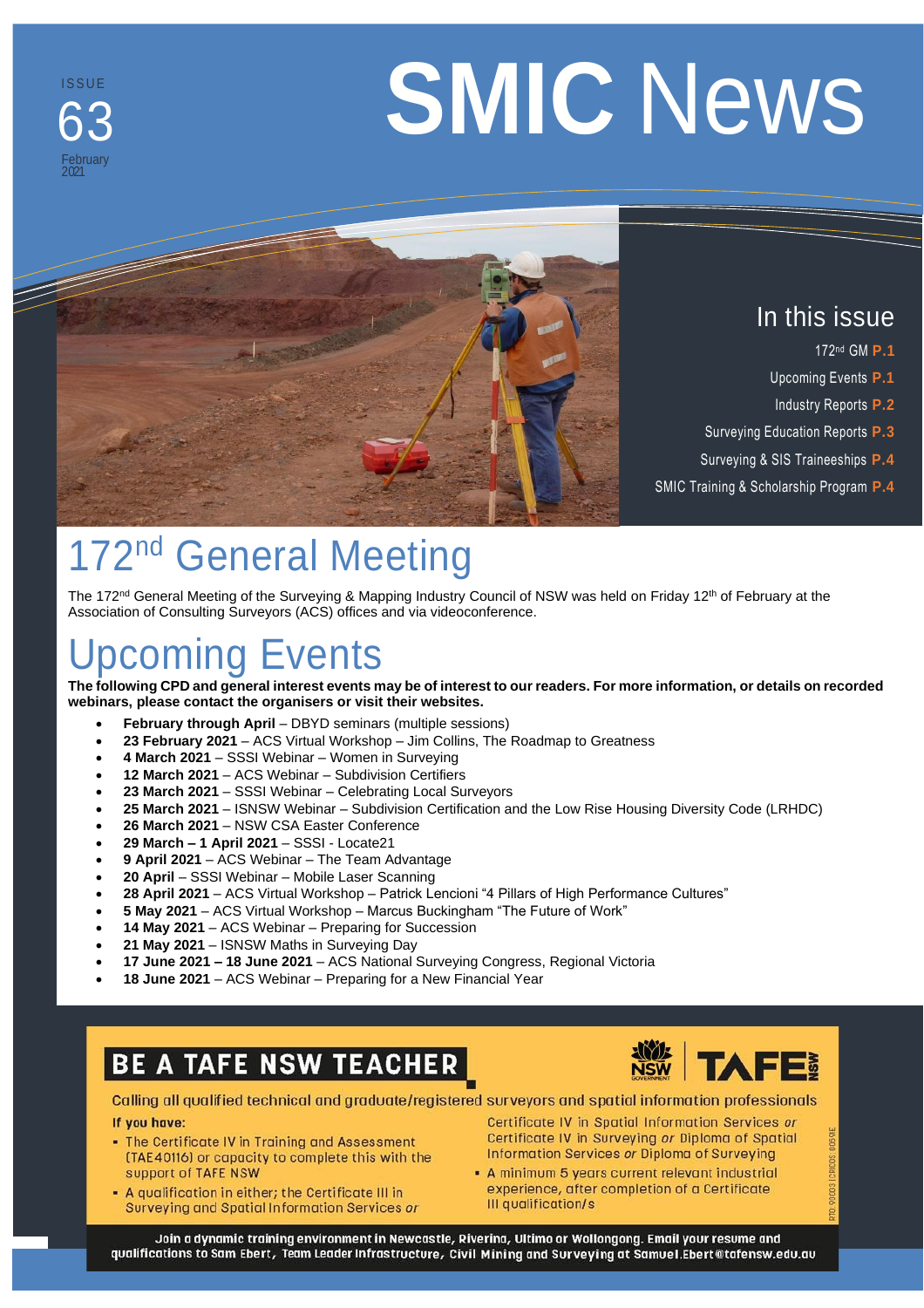ISSUE 63
February 2021

# SMIC News

## In this issue

172nd GM **P.1**

Upcoming Events **P.1**

Industry Reports **P.2**

Surveying Education Reports **P.3**

Surveying & SIS Traineeships **P.4**

SMIC Training & Scholarship Program **P.4**

# 172nd General Meeting

The 172nd General Meeting of the Surveying & Mapping Industry Council of NSW was held on Friday 12th of February at the Association of Consulting Surveyors (ACS) offices and via videoconference.

# Upcoming Events

**The following CPD and general interest events may be of interest to our readers. For more information, or details on recorded webinars, please contact the organisers or visit their websites.**

- **February through April** – DBYD seminars (multiple sessions)
- **23 February 2021** – ACS Virtual Workshop – Jim Collins, The Roadmap to Greatness
- **4 March 2021** – SSSI Webinar – Women in Surveying
- **12 March 2021** – ACS Webinar – Subdivision Certifiers
- **23 March 2021** – SSSI Webinar – Celebrating Local Surveyors
- **25 March 2021** – ISNSW Webinar – Subdivision Certification and the Low Rise Housing Diversity Code (LRHDC)
- **26 March 2021** – NSW CSA Easter Conference
- **29 March – 1 April 2021** – SSSI - Locate21
- **9 April 2021** – ACS Webinar – The Team Advantage
- **20 April** – SSSI Webinar – Mobile Laser Scanning
- **28 April 2021** – ACS Virtual Workshop – Patrick Lencioni "4 Pillars of High Performance Cultures"
- **5 May 2021** – ACS Virtual Workshop – Marcus Buckingham "The Future of Work"
- **14 May 2021** – ACS Webinar – Preparing for Succession
- **21 May 2021** – ISNSW Maths in Surveying Day
- **17 June 2021 – 18 June 2021** – ACS National Surveying Congress, Regional Victoria
- **18 June 2021** – ACS Webinar – Preparing for a New Financial Year

## BE A TAFE NSW TEACHER

Calling all qualified technical and graduate/registered surveyors and spatial information professionals

**If you have:**

- The Certificate IV in Training and Assessment (TAE40116) or capacity to complete this with the support of TAFE NSW
- A qualification in either; the Certificate III in Surveying and Spatial Information Services *or* Certificate IV in Spatial Information Services *or* Certificate IV in Surveying *or* Diploma of Spatial Information Services *or* Diploma of Surveying
- A minimum 5 years current relevant industrial experience, after completion of a Certificate III qualification/s

**Join a dynamic training environment in Newcastle, Riverina, Ultimo or Wollongong. Email your resume and qualifications to Sam Ebert, Team Leader Infrastructure, Civil Mining and Surveying at Samuel.Ebert@tafensw.edu.au**

RTO: 90003 | CRICOS: 00591E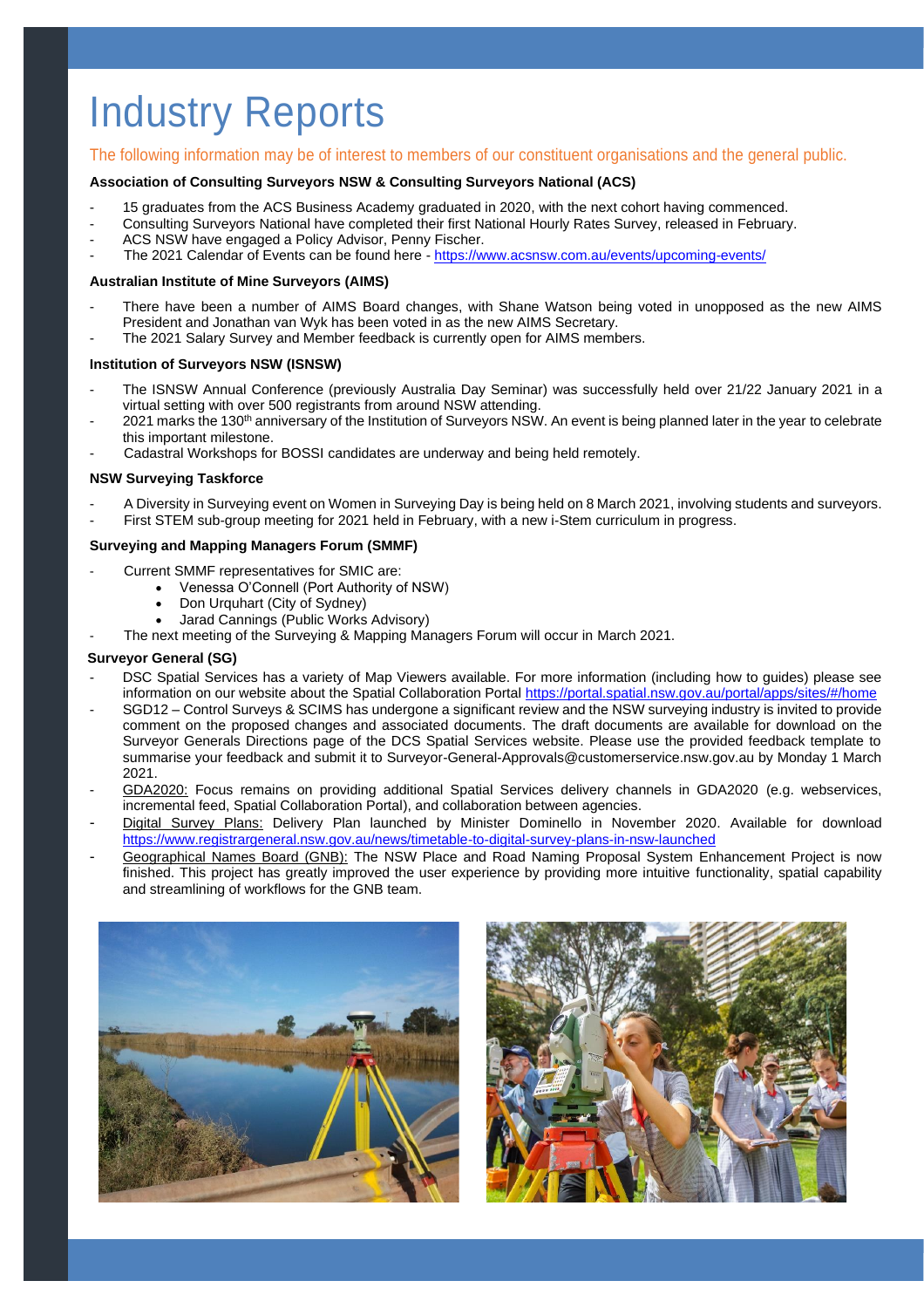# Industry Reports

The following information may be of interest to members of our constituent organisations and the general public.

**Association of Consulting Surveyors NSW & Consulting Surveyors National (ACS)**

- 15 graduates from the ACS Business Academy graduated in 2020, with the next cohort having commenced.
- Consulting Surveyors National have completed their first National Hourly Rates Survey, released in February.
- ACS NSW have engaged a Policy Advisor, Penny Fischer.
- The 2021 Calendar of Events can be found here - https://www.acsnsw.com.au/events/upcoming-events/

**Australian Institute of Mine Surveyors (AIMS)**

- There have been a number of AIMS Board changes, with Shane Watson being voted in unopposed as the new AIMS President and Jonathan van Wyk has been voted in as the new AIMS Secretary.
- The 2021 Salary Survey and Member feedback is currently open for AIMS members.

**Institution of Surveyors NSW (ISNSW)**

- The ISNSW Annual Conference (previously Australia Day Seminar) was successfully held over 21/22 January 2021 in a virtual setting with over 500 registrants from around NSW attending.
- 2021 marks the 130th anniversary of the Institution of Surveyors NSW. An event is being planned later in the year to celebrate this important milestone.
- Cadastral Workshops for BOSSI candidates are underway and being held remotely.

**NSW Surveying Taskforce**

- A Diversity in Surveying event on Women in Surveying Day is being held on 8 March 2021, involving students and surveyors.
- First STEM sub-group meeting for 2021 held in February, with a new i-Stem curriculum in progress.

**Surveying and Mapping Managers Forum (SMMF)**

- Current SMMF representatives for SMIC are:
  - Venessa O'Connell (Port Authority of NSW)
  - Don Urquhart (City of Sydney)
  - Jarad Cannings (Public Works Advisory)
- The next meeting of the Surveying & Mapping Managers Forum will occur in March 2021.

**Surveyor General (SG)**

- DSC Spatial Services has a variety of Map Viewers available. For more information (including how to guides) please see information on our website about the Spatial Collaboration Portal https://portal.spatial.nsw.gov.au/portal/apps/sites/#/home
- SGD12 – Control Surveys & SCIMS has undergone a significant review and the NSW surveying industry is invited to provide comment on the proposed changes and associated documents. The draft documents are available for download on the Surveyor Generals Directions page of the DCS Spatial Services website. Please use the provided feedback template to summarise your feedback and submit it to Surveyor-General-Approvals@customerservice.nsw.gov.au by Monday 1 March 2021.
- GDA2020: Focus remains on providing additional Spatial Services delivery channels in GDA2020 (e.g. webservices, incremental feed, Spatial Collaboration Portal), and collaboration between agencies.
- Digital Survey Plans: Delivery Plan launched by Minister Dominello in November 2020. Available for download https://www.registrargeneral.nsw.gov.au/news/timetable-to-digital-survey-plans-in-nsw-launched
- Geographical Names Board (GNB): The NSW Place and Road Naming Proposal System Enhancement Project is now finished. This project has greatly improved the user experience by providing more intuitive functionality, spatial capability and streamlining of workflows for the GNB team.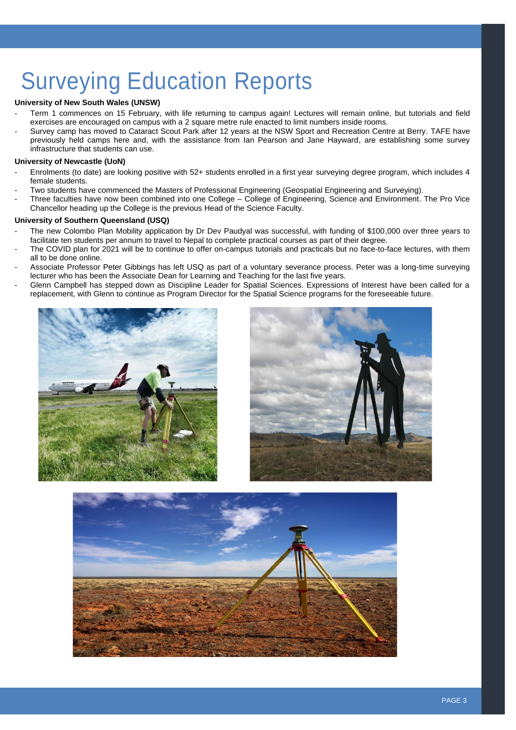# Surveying Education Reports

**University of New South Wales (UNSW)**

- Term 1 commences on 15 February, with life returning to campus again! Lectures will remain online, but tutorials and field exercises are encouraged on campus with a 2 square metre rule enacted to limit numbers inside rooms.
- Survey camp has moved to Cataract Scout Park after 12 years at the NSW Sport and Recreation Centre at Berry. TAFE have previously held camps here and, with the assistance from Ian Pearson and Jane Hayward, are establishing some survey infrastructure that students can use.

**University of Newcastle (UoN)**

- Enrolments (to date) are looking positive with 52+ students enrolled in a first year surveying degree program, which includes 4 female students.
- Two students have commenced the Masters of Professional Engineering (Geospatial Engineering and Surveying).
- Three faculties have now been combined into one College – College of Engineering, Science and Environment. The Pro Vice Chancellor heading up the College is the previous Head of the Science Faculty.

**University of Southern Queensland (USQ)**

- The new Colombo Plan Mobility application by Dr Dev Paudyal was successful, with funding of $100,000 over three years to facilitate ten students per annum to travel to Nepal to complete practical courses as part of their degree.
- The COVID plan for 2021 will be to continue to offer on-campus tutorials and practicals but no face-to-face lectures, with them all to be done online.
- Associate Professor Peter Gibbings has left USQ as part of a voluntary severance process. Peter was a long-time surveying lecturer who has been the Associate Dean for Learning and Teaching for the last five years.
- Glenn Campbell has stepped down as Discipline Leader for Spatial Sciences. Expressions of Interest have been called for a replacement, with Glenn to continue as Program Director for the Spatial Science programs for the foreseeable future.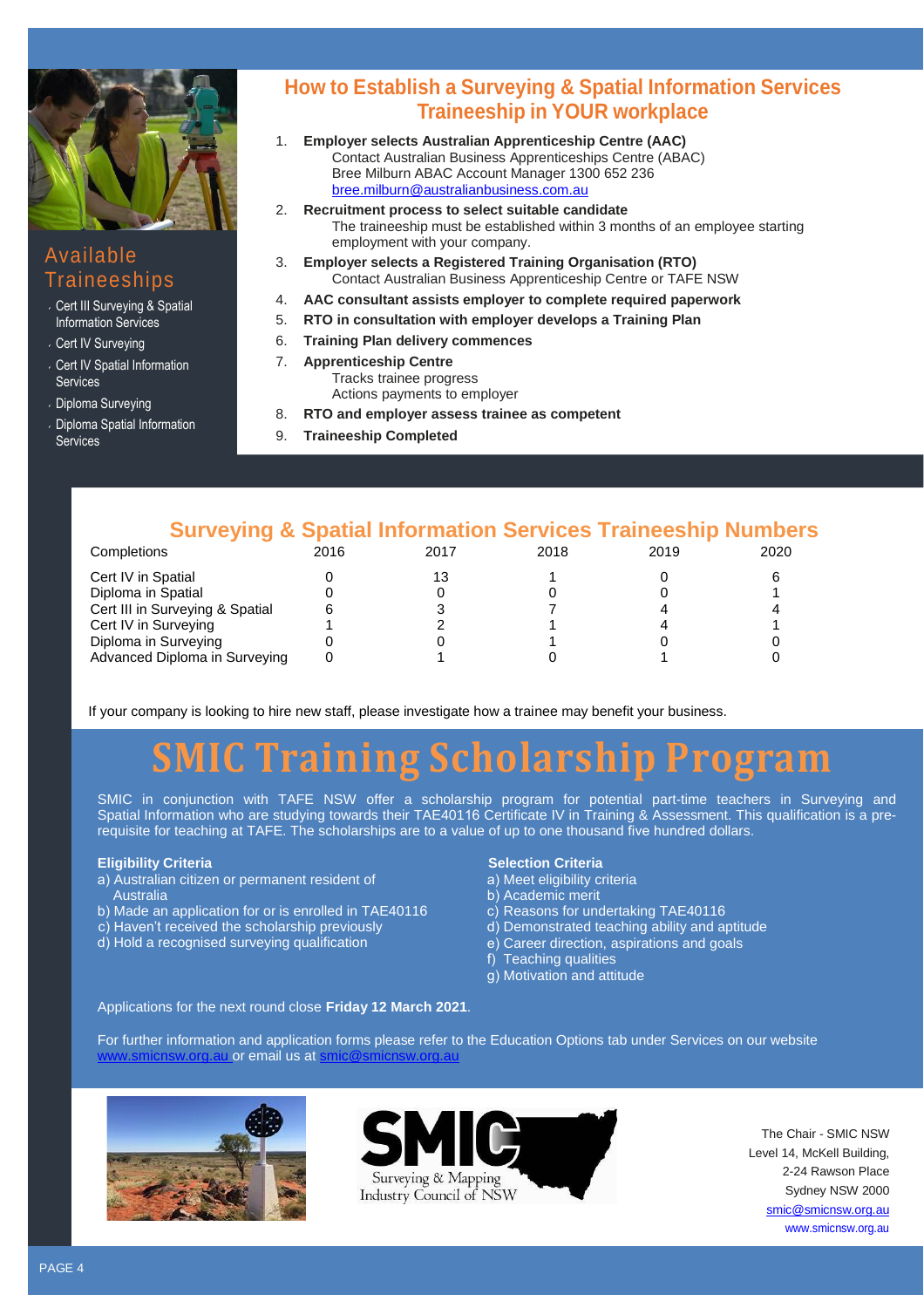## Available Traineeships

- Cert III Surveying & Spatial Information Services
- Cert IV Surveying
- Cert IV Spatial Information Services
- Diploma Surveying
- Diploma Spatial Information Services

## How to Establish a Surveying & Spatial Information Services Traineeship in YOUR workplace

1. **Employer selects Australian Apprenticeship Centre (AAC)**
   Contact Australian Business Apprenticeships Centre (ABAC)
   Bree Milburn ABAC Account Manager 1300 652 236
   bree.milburn@australianbusiness.com.au
2. **Recruitment process to select suitable candidate**
   The traineeship must be established within 3 months of an employee starting employment with your company.
3. **Employer selects a Registered Training Organisation (RTO)**
   Contact Australian Business Apprenticeship Centre or TAFE NSW
4. **AAC consultant assists employer to complete required paperwork**
5. **RTO in consultation with employer develops a Training Plan**
6. **Training Plan delivery commences**
7. **Apprenticeship Centre**
   Tracks trainee progress
   Actions payments to employer
8. **RTO and employer assess trainee as competent**
9. **Traineeship Completed**

## Surveying & Spatial Information Services Traineeship Numbers

| Completions | 2016 | 2017 | 2018 | 2019 | 2020 |
|---|---|---|---|---|---|
| Cert IV in Spatial | 0 | 13 | 1 | 0 | 6 |
| Diploma in Spatial | 0 | 0 | 0 | 0 | 1 |
| Cert III in Surveying & Spatial | 6 | 3 | 7 | 4 | 4 |
| Cert IV in Surveying | 1 | 2 | 1 | 4 | 1 |
| Diploma in Surveying | 0 | 0 | 1 | 0 | 0 |
| Advanced Diploma in Surveying | 0 | 1 | 0 | 1 | 0 |

If your company is looking to hire new staff, please investigate how a trainee may benefit your business.

# SMIC Training Scholarship Program

SMIC in conjunction with TAFE NSW offer a scholarship program for potential part-time teachers in Surveying and Spatial Information who are studying towards their TAE40116 Certificate IV in Training & Assessment. This qualification is a pre-requisite for teaching at TAFE. The scholarships are to a value of up to one thousand five hundred dollars.

**Eligibility Criteria**

a) Australian citizen or permanent resident of Australia
b) Made an application for or is enrolled in TAE40116
c) Haven't received the scholarship previously
d) Hold a recognised surveying qualification

**Selection Criteria**

a) Meet eligibility criteria
b) Academic merit
c) Reasons for undertaking TAE40116
d) Demonstrated teaching ability and aptitude
e) Career direction, aspirations and goals
f) Teaching qualities
g) Motivation and attitude

Applications for the next round close **Friday 12 March 2021**.

For further information and application forms please refer to the Education Options tab under Services on our website www.smicnsw.org.au or email us at smic@smicnsw.org.au

SMIC
Surveying & Mapping Industry Council of NSW

The Chair - SMIC NSW
Level 14, McKell Building,
2-24 Rawson Place
Sydney NSW 2000
smic@smicnsw.org.au
www.smicnsw.org.au